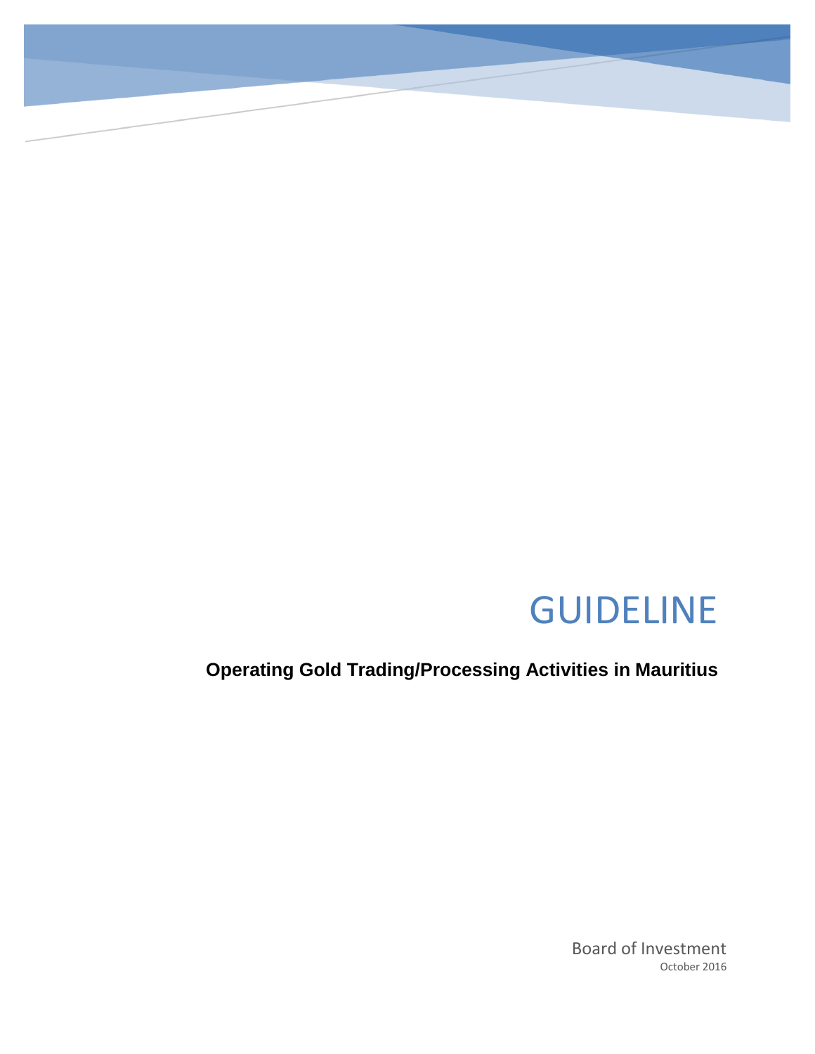# GUIDELINE

**Operating Gold Trading/Processing Activities in Mauritius**

Board of Investment

October 2016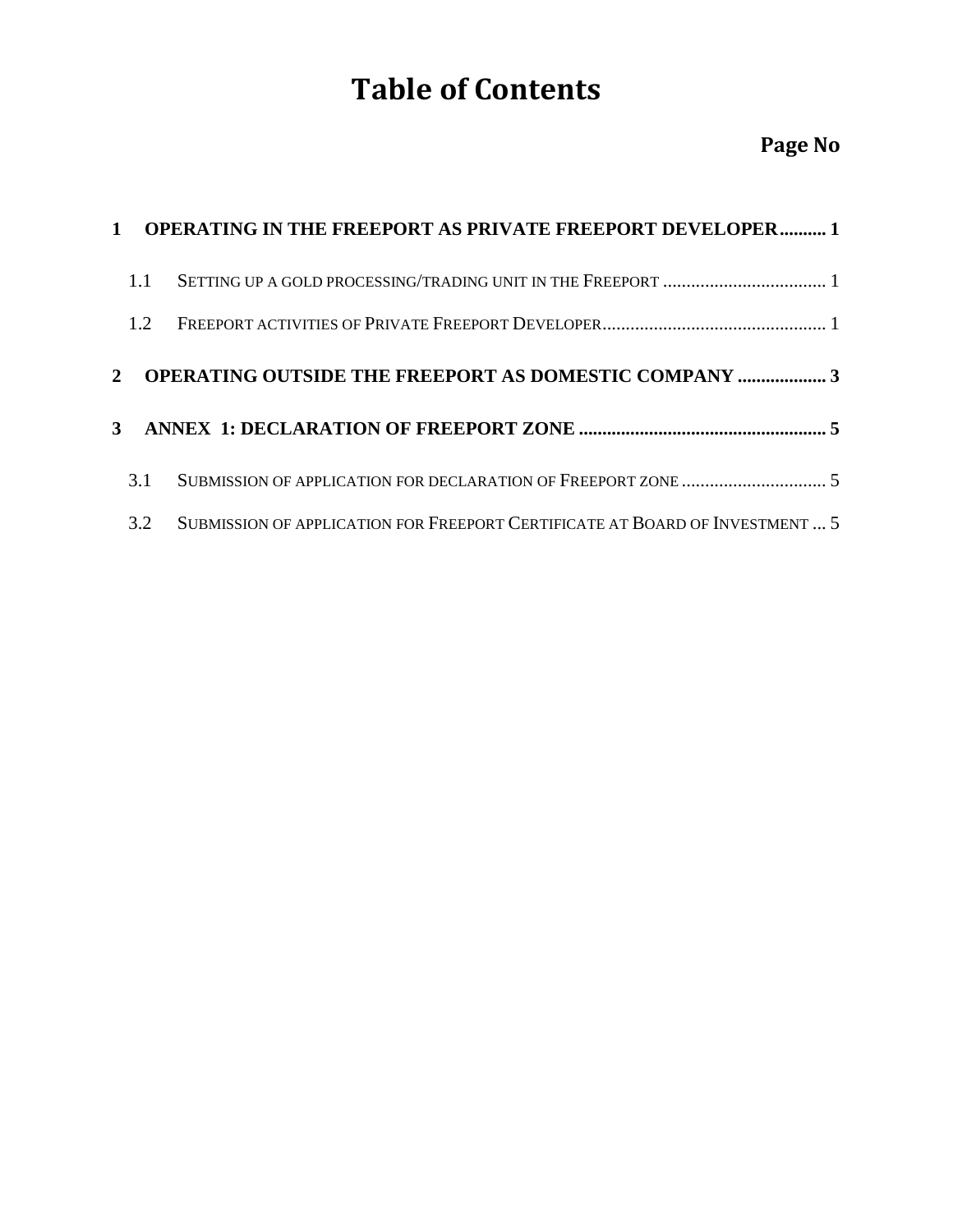# Table of Contents

**Page No**

**1 OPERATING IN THE FREEPORT AS PRIVATE FREEPORT DEVELOPER.......... 1**

1.1 SETTING UP A GOLD PROCESSING/TRADING UNIT IN THE FREEPORT .................................. 1

1.2 FREEPORT ACTIVITIES OF PRIVATE FREEPORT DEVELOPER................................................ 1

**2 OPERATING OUTSIDE THE FREEPORT AS DOMESTIC COMPANY ................... 3**

**3 ANNEX 1: DECLARATION OF FREEPORT ZONE ..................................................... 5**

3.1 SUBMISSION OF APPLICATION FOR DECLARATION OF FREEPORT ZONE ............................... 5

3.2 SUBMISSION OF APPLICATION FOR FREEPORT CERTIFICATE AT BOARD OF INVESTMENT ... 5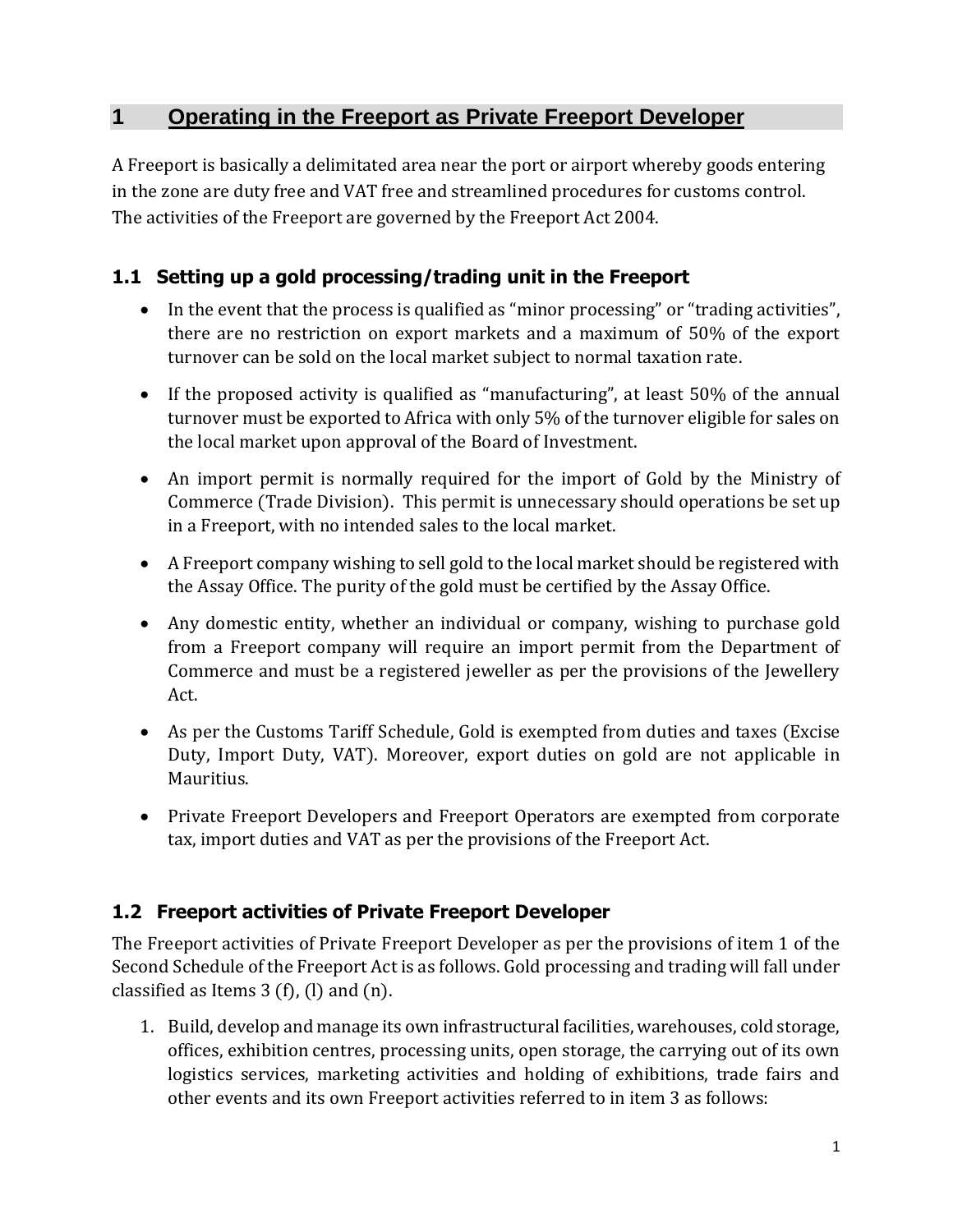# 1 Operating in the Freeport as Private Freeport Developer

A Freeport is basically a delimitated area near the port or airport whereby goods entering in the zone are duty free and VAT free and streamlined procedures for customs control. The activities of the Freeport are governed by the Freeport Act 2004.

## 1.1 Setting up a gold processing/trading unit in the Freeport

- In the event that the process is qualified as "minor processing" or "trading activities", there are no restriction on export markets and a maximum of 50% of the export turnover can be sold on the local market subject to normal taxation rate.
- If the proposed activity is qualified as "manufacturing", at least 50% of the annual turnover must be exported to Africa with only 5% of the turnover eligible for sales on the local market upon approval of the Board of Investment.
- An import permit is normally required for the import of Gold by the Ministry of Commerce (Trade Division). This permit is unnecessary should operations be set up in a Freeport, with no intended sales to the local market.
- A Freeport company wishing to sell gold to the local market should be registered with the Assay Office. The purity of the gold must be certified by the Assay Office.
- Any domestic entity, whether an individual or company, wishing to purchase gold from a Freeport company will require an import permit from the Department of Commerce and must be a registered jeweller as per the provisions of the Jewellery Act.
- As per the Customs Tariff Schedule, Gold is exempted from duties and taxes (Excise Duty, Import Duty, VAT). Moreover, export duties on gold are not applicable in Mauritius.
- Private Freeport Developers and Freeport Operators are exempted from corporate tax, import duties and VAT as per the provisions of the Freeport Act.

## 1.2 Freeport activities of Private Freeport Developer

The Freeport activities of Private Freeport Developer as per the provisions of item 1 of the Second Schedule of the Freeport Act is as follows. Gold processing and trading will fall under classified as Items 3 (f), (l) and (n).

1. Build, develop and manage its own infrastructural facilities, warehouses, cold storage, offices, exhibition centres, processing units, open storage, the carrying out of its own logistics services, marketing activities and holding of exhibitions, trade fairs and other events and its own Freeport activities referred to in item 3 as follows: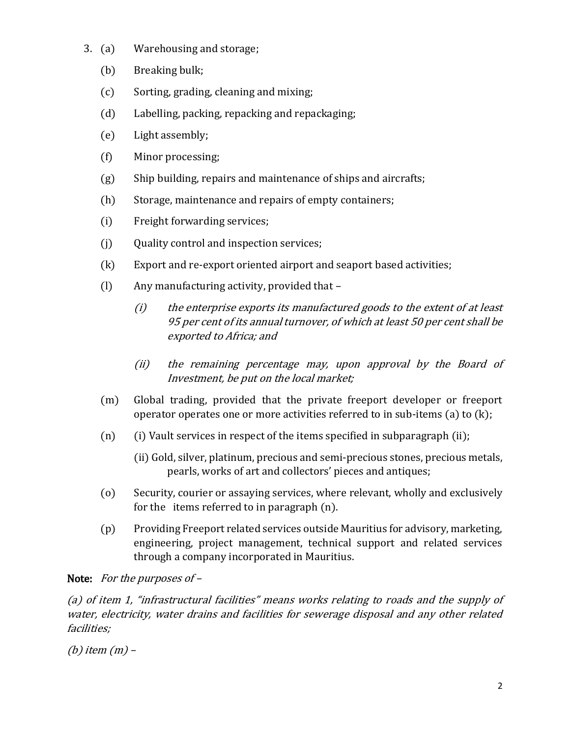3. (a) Warehousing and storage;

   (b) Breaking bulk;

   (c) Sorting, grading, cleaning and mixing;

   (d) Labelling, packing, repacking and repackaging;

   (e) Light assembly;

   (f) Minor processing;

   (g) Ship building, repairs and maintenance of ships and aircrafts;

   (h) Storage, maintenance and repairs of empty containers;

   (i) Freight forwarding services;

   (j) Quality control and inspection services;

   (k) Export and re-export oriented airport and seaport based activities;

   (l) Any manufacturing activity, provided that –

      *(i) the enterprise exports its manufactured goods to the extent of at least 95 per cent of its annual turnover, of which at least 50 per cent shall be exported to Africa; and*

      *(ii) the remaining percentage may, upon approval by the Board of Investment, be put on the local market;*

   (m) Global trading, provided that the private freeport developer or freeport operator operates one or more activities referred to in sub-items (a) to (k);

   (n) (i) Vault services in respect of the items specified in subparagraph (ii);

      (ii) Gold, silver, platinum, precious and semi-precious stones, precious metals, pearls, works of art and collectors' pieces and antiques;

   (o) Security, courier or assaying services, where relevant, wholly and exclusively for the items referred to in paragraph (n).

   (p) Providing Freeport related services outside Mauritius for advisory, marketing, engineering, project management, technical support and related services through a company incorporated in Mauritius.

**Note:** *For the purposes of –*

*(a) of item 1, "infrastructural facilities" means works relating to roads and the supply of water, electricity, water drains and facilities for sewerage disposal and any other related facilities;*

*(b) item (m) –*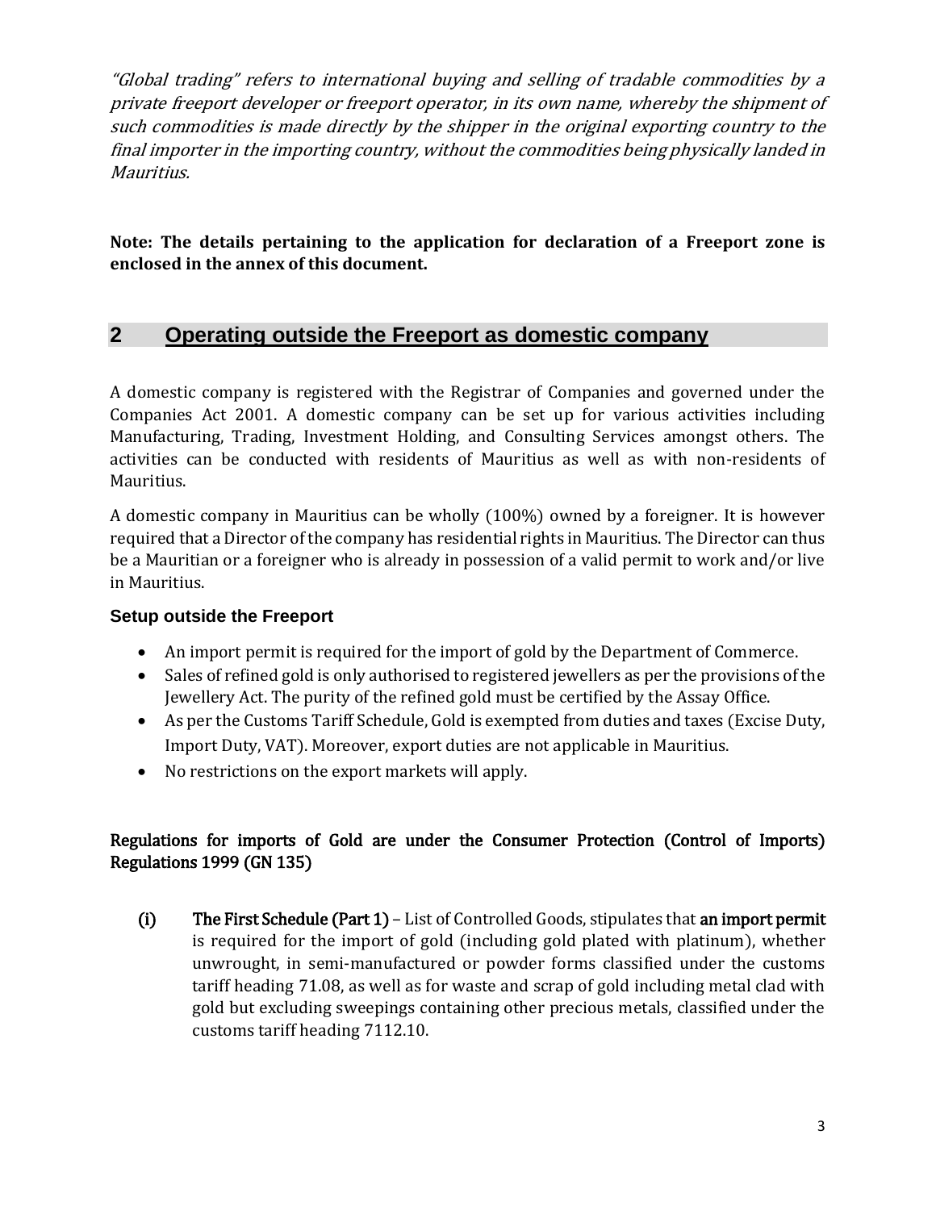*"Global trading" refers to international buying and selling of tradable commodities by a private freeport developer or freeport operator, in its own name, whereby the shipment of such commodities is made directly by the shipper in the original exporting country to the final importer in the importing country, without the commodities being physically landed in Mauritius.*

**Note: The details pertaining to the application for declaration of a Freeport zone is enclosed in the annex of this document.**

## 2 Operating outside the Freeport as domestic company

A domestic company is registered with the Registrar of Companies and governed under the Companies Act 2001. A domestic company can be set up for various activities including Manufacturing, Trading, Investment Holding, and Consulting Services amongst others. The activities can be conducted with residents of Mauritius as well as with non-residents of Mauritius.

A domestic company in Mauritius can be wholly (100%) owned by a foreigner. It is however required that a Director of the company has residential rights in Mauritius. The Director can thus be a Mauritian or a foreigner who is already in possession of a valid permit to work and/or live in Mauritius.

### Setup outside the Freeport

- An import permit is required for the import of gold by the Department of Commerce.
- Sales of refined gold is only authorised to registered jewellers as per the provisions of the Jewellery Act. The purity of the refined gold must be certified by the Assay Office.
- As per the Customs Tariff Schedule, Gold is exempted from duties and taxes (Excise Duty, Import Duty, VAT). Moreover, export duties are not applicable in Mauritius.
- No restrictions on the export markets will apply.

**Regulations for imports of Gold are under the Consumer Protection (Control of Imports) Regulations 1999 (GN 135)**

**(i)** **The First Schedule (Part 1)** – List of Controlled Goods, stipulates that **an import permit** is required for the import of gold (including gold plated with platinum), whether unwrought, in semi-manufactured or powder forms classified under the customs tariff heading 71.08, as well as for waste and scrap of gold including metal clad with gold but excluding sweepings containing other precious metals, classified under the customs tariff heading 7112.10.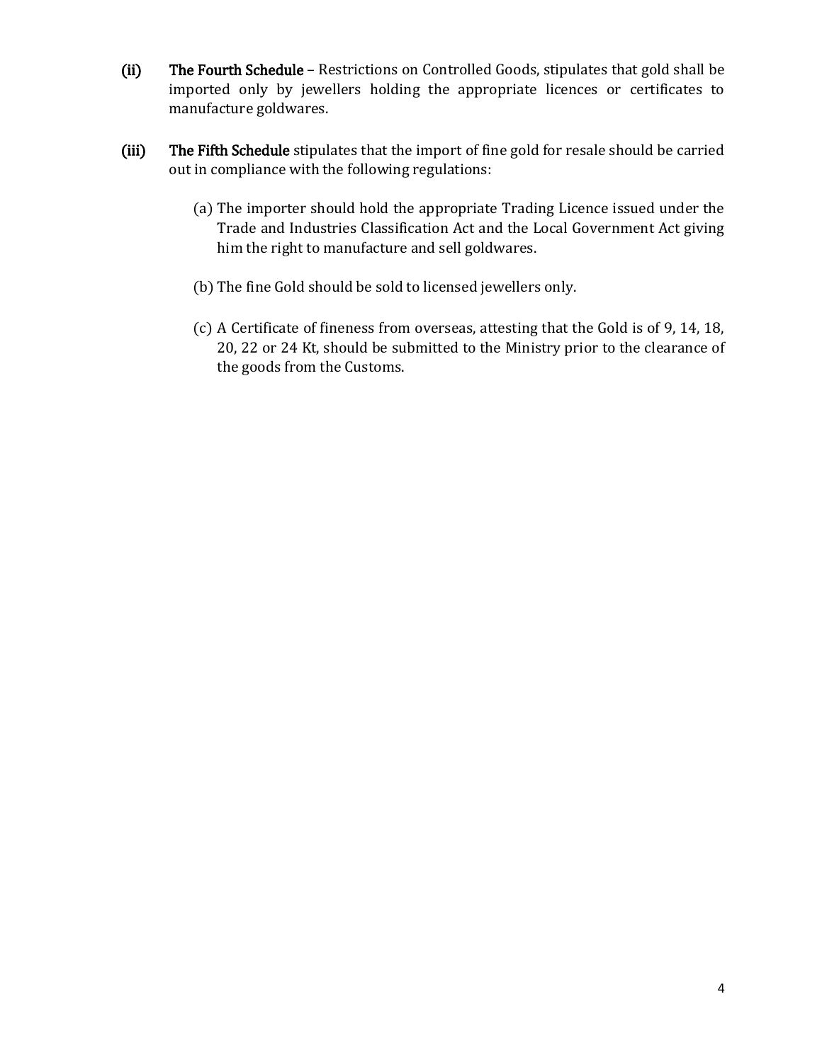(ii) **The Fourth Schedule** – Restrictions on Controlled Goods, stipulates that gold shall be imported only by jewellers holding the appropriate licences or certificates to manufacture goldwares.

(iii) **The Fifth Schedule** stipulates that the import of fine gold for resale should be carried out in compliance with the following regulations:

(a) The importer should hold the appropriate Trading Licence issued under the Trade and Industries Classification Act and the Local Government Act giving him the right to manufacture and sell goldwares.

(b) The fine Gold should be sold to licensed jewellers only.

(c) A Certificate of fineness from overseas, attesting that the Gold is of 9, 14, 18, 20, 22 or 24 Kt, should be submitted to the Ministry prior to the clearance of the goods from the Customs.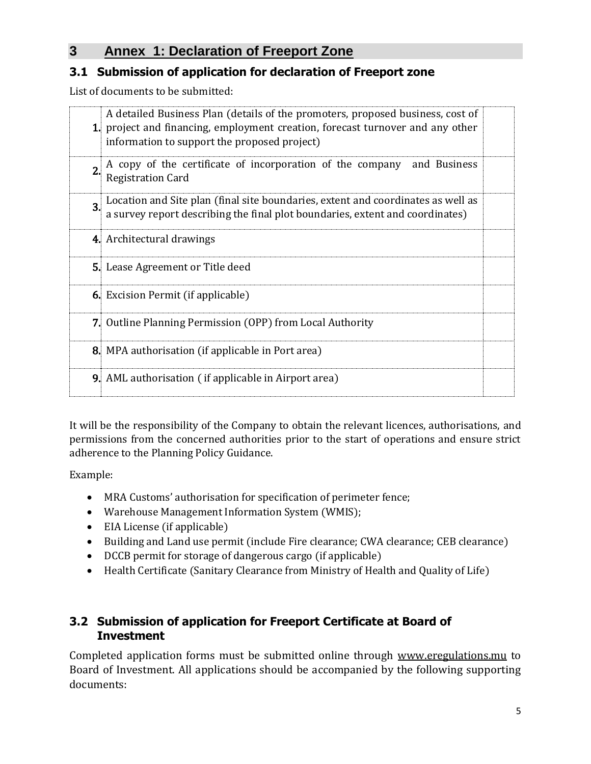# 3 Annex 1: Declaration of Freeport Zone

## 3.1 Submission of application for declaration of Freeport zone

List of documents to be submitted:

| | | |
|---|---|---|
| **1.** | A detailed Business Plan (details of the promoters, proposed business, cost of project and financing, employment creation, forecast turnover and any other information to support the proposed project) | |
| **2.** | A copy of the certificate of incorporation of the company and Business Registration Card | |
| **3.** | Location and Site plan (final site boundaries, extent and coordinates as well as a survey report describing the final plot boundaries, extent and coordinates) | |
| **4.** | Architectural drawings | |
| **5.** | Lease Agreement or Title deed | |
| **6.** | Excision Permit (if applicable) | |
| **7.** | Outline Planning Permission (OPP) from Local Authority | |
| **8.** | MPA authorisation (if applicable in Port area) | |
| **9.** | AML authorisation ( if applicable in Airport area) | |

It will be the responsibility of the Company to obtain the relevant licences, authorisations, and permissions from the concerned authorities prior to the start of operations and ensure strict adherence to the Planning Policy Guidance.

Example:

- MRA Customs' authorisation for specification of perimeter fence;
- Warehouse Management Information System (WMIS);
- EIA License (if applicable)
- Building and Land use permit (include Fire clearance; CWA clearance; CEB clearance)
- DCCB permit for storage of dangerous cargo (if applicable)
- Health Certificate (Sanitary Clearance from Ministry of Health and Quality of Life)

## 3.2 Submission of application for Freeport Certificate at Board of Investment

Completed application forms must be submitted online through www.eregulations.mu to Board of Investment. All applications should be accompanied by the following supporting documents: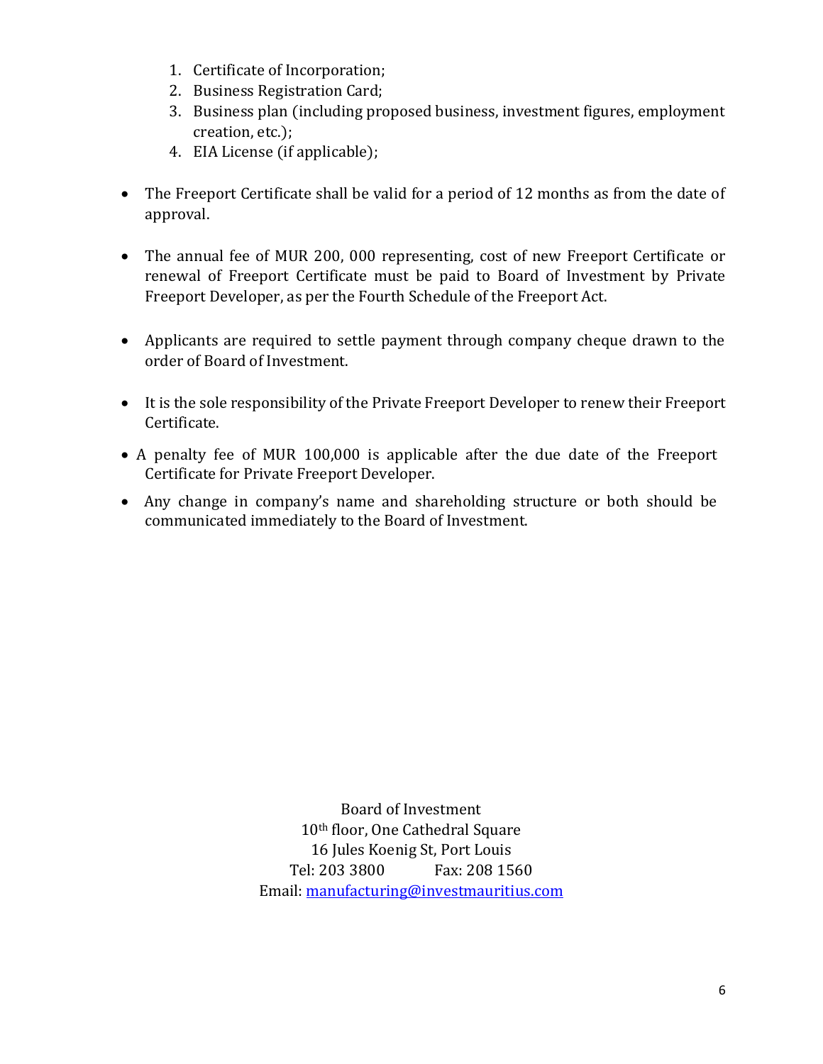1. Certificate of Incorporation;
2. Business Registration Card;
3. Business plan (including proposed business, investment figures, employment creation, etc.);
4. EIA License (if applicable);

- The Freeport Certificate shall be valid for a period of 12 months as from the date of approval.
- The annual fee of MUR 200, 000 representing, cost of new Freeport Certificate or renewal of Freeport Certificate must be paid to Board of Investment by Private Freeport Developer, as per the Fourth Schedule of the Freeport Act.
- Applicants are required to settle payment through company cheque drawn to the order of Board of Investment.
- It is the sole responsibility of the Private Freeport Developer to renew their Freeport Certificate.
- A penalty fee of MUR 100,000 is applicable after the due date of the Freeport Certificate for Private Freeport Developer.
- Any change in company's name and shareholding structure or both should be communicated immediately to the Board of Investment.

Board of Investment
10th floor, One Cathedral Square
16 Jules Koenig St, Port Louis
Tel: 203 3800 Fax: 208 1560
Email: manufacturing@investmauritius.com